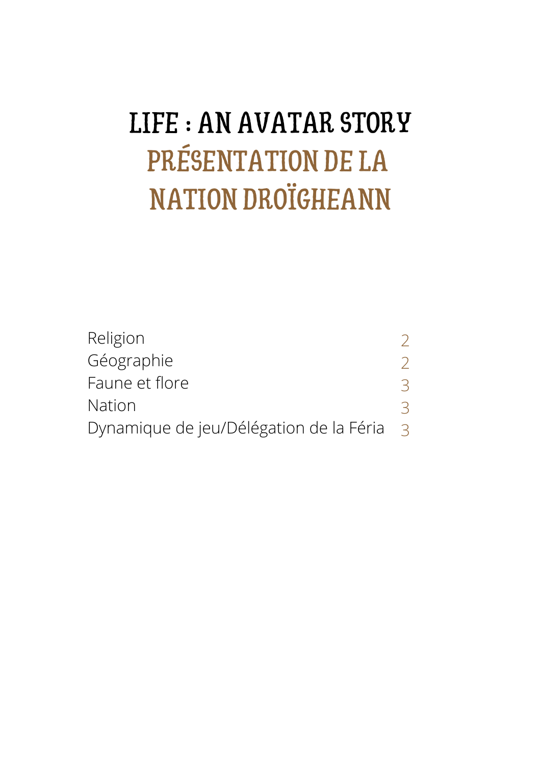# LIFE : AN AVATAR STORY

## PRÉSENTATION DE LA NATION DROÏGHEANN

| | |
|---|---|
| Religion | 2 |
| Géographie | 2 |
| Faune et flore | 3 |
| Nation | 3 |
| Dynamique de jeu/Délégation de la Féria | 3 |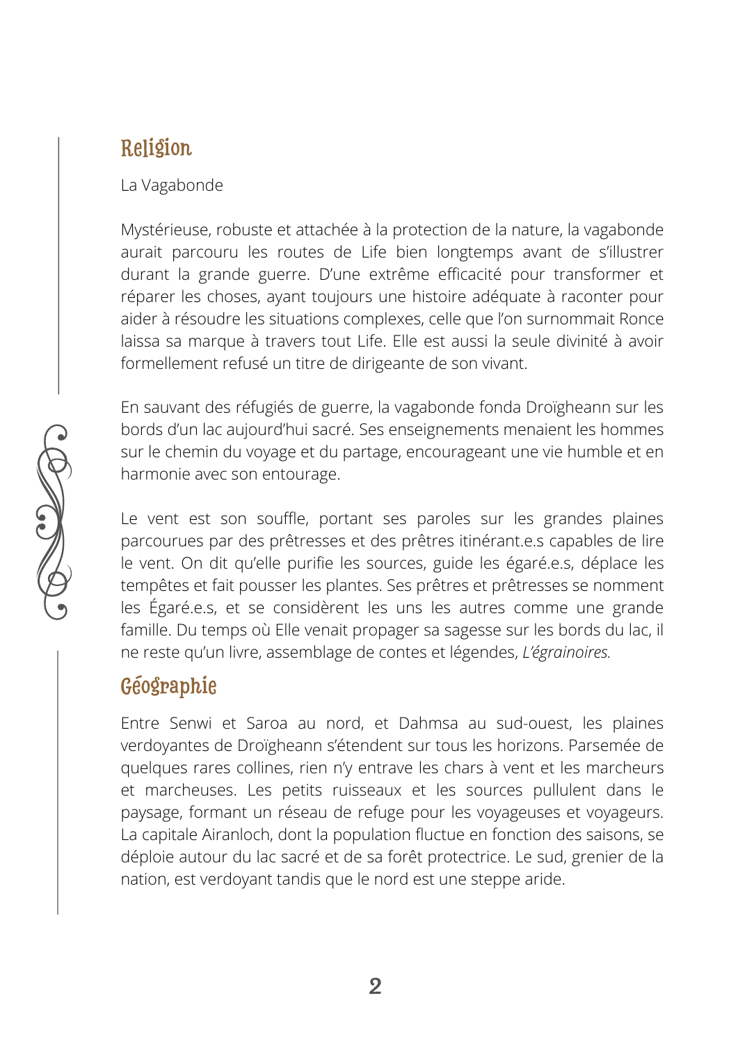## Religion

La Vagabonde

Mystérieuse, robuste et attachée à la protection de la nature, la vagabonde aurait parcouru les routes de Life bien longtemps avant de s'illustrer durant la grande guerre. D'une extrême efficacité pour transformer et réparer les choses, ayant toujours une histoire adéquate à raconter pour aider à résoudre les situations complexes, celle que l'on surnommait Ronce laissa sa marque à travers tout Life. Elle est aussi la seule divinité à avoir formellement refusé un titre de dirigeante de son vivant.

En sauvant des réfugiés de guerre, la vagabonde fonda Droïgheann sur les bords d'un lac aujourd'hui sacré. Ses enseignements menaient les hommes sur le chemin du voyage et du partage, encourageant une vie humble et en harmonie avec son entourage.

Le vent est son souffle, portant ses paroles sur les grandes plaines parcourues par des prêtresses et des prêtres itinérant.e.s capables de lire le vent. On dit qu'elle purifie les sources, guide les égaré.e.s, déplace les tempêtes et fait pousser les plantes. Ses prêtres et prêtresses se nomment les Égaré.e.s, et se considèrent les uns les autres comme une grande famille. Du temps où Elle venait propager sa sagesse sur les bords du lac, il ne reste qu'un livre, assemblage de contes et légendes, *L'égrainoires.*

## Géographie

Entre Senwi et Saroa au nord, et Dahmsa au sud-ouest, les plaines verdoyantes de Droïgheann s'étendent sur tous les horizons. Parsemée de quelques rares collines, rien n'y entrave les chars à vent et les marcheurs et marcheuses. Les petits ruisseaux et les sources pullulent dans le paysage, formant un réseau de refuge pour les voyageuses et voyageurs. La capitale Airanloch, dont la population fluctue en fonction des saisons, se déploie autour du lac sacré et de sa forêt protectrice. Le sud, grenier de la nation, est verdoyant tandis que le nord est une steppe aride.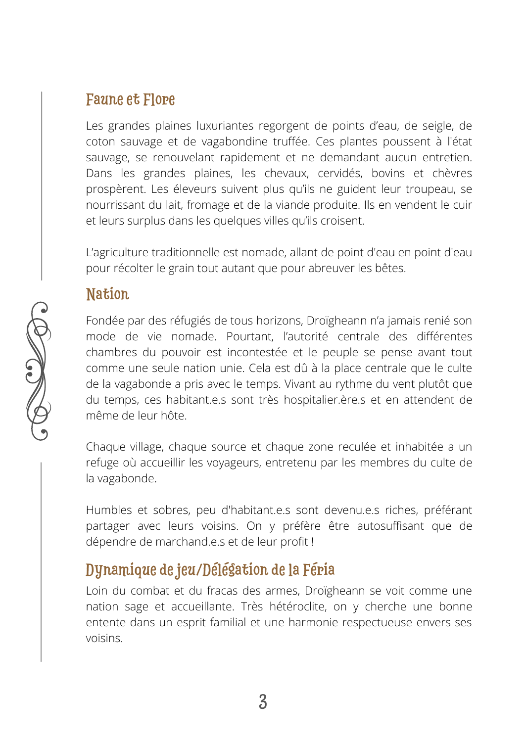## Faune et Flore

Les grandes plaines luxuriantes regorgent de points d'eau, de seigle, de coton sauvage et de vagabondine truffée. Ces plantes poussent à l'état sauvage, se renouvelant rapidement et ne demandant aucun entretien. Dans les grandes plaines, les chevaux, cervidés, bovins et chèvres prospèrent. Les éleveurs suivent plus qu'ils ne guident leur troupeau, se nourrissant du lait, fromage et de la viande produite. Ils en vendent le cuir et leurs surplus dans les quelques villes qu'ils croisent.

L'agriculture traditionnelle est nomade, allant de point d'eau en point d'eau pour récolter le grain tout autant que pour abreuver les bêtes.

## Nation

Fondée par des réfugiés de tous horizons, Droïgheann n'a jamais renié son mode de vie nomade. Pourtant, l'autorité centrale des différentes chambres du pouvoir est incontestée et le peuple se pense avant tout comme une seule nation unie. Cela est dû à la place centrale que le culte de la vagabonde a pris avec le temps. Vivant au rythme du vent plutôt que du temps, ces habitant.e.s sont très hospitalier.ère.s et en attendent de même de leur hôte.

Chaque village, chaque source et chaque zone reculée et inhabitée a un refuge où accueillir les voyageurs, entretenu par les membres du culte de la vagabonde.

Humbles et sobres, peu d'habitant.e.s sont devenu.e.s riches, préférant partager avec leurs voisins. On y préfère être autosuffisant que de dépendre de marchand.e.s et de leur profit !

## Dynamique de jeu/Délégation de la Féria

Loin du combat et du fracas des armes, Droïgheann se voit comme une nation sage et accueillante. Très hétéroclite, on y cherche une bonne entente dans un esprit familial et une harmonie respectueuse envers ses voisins.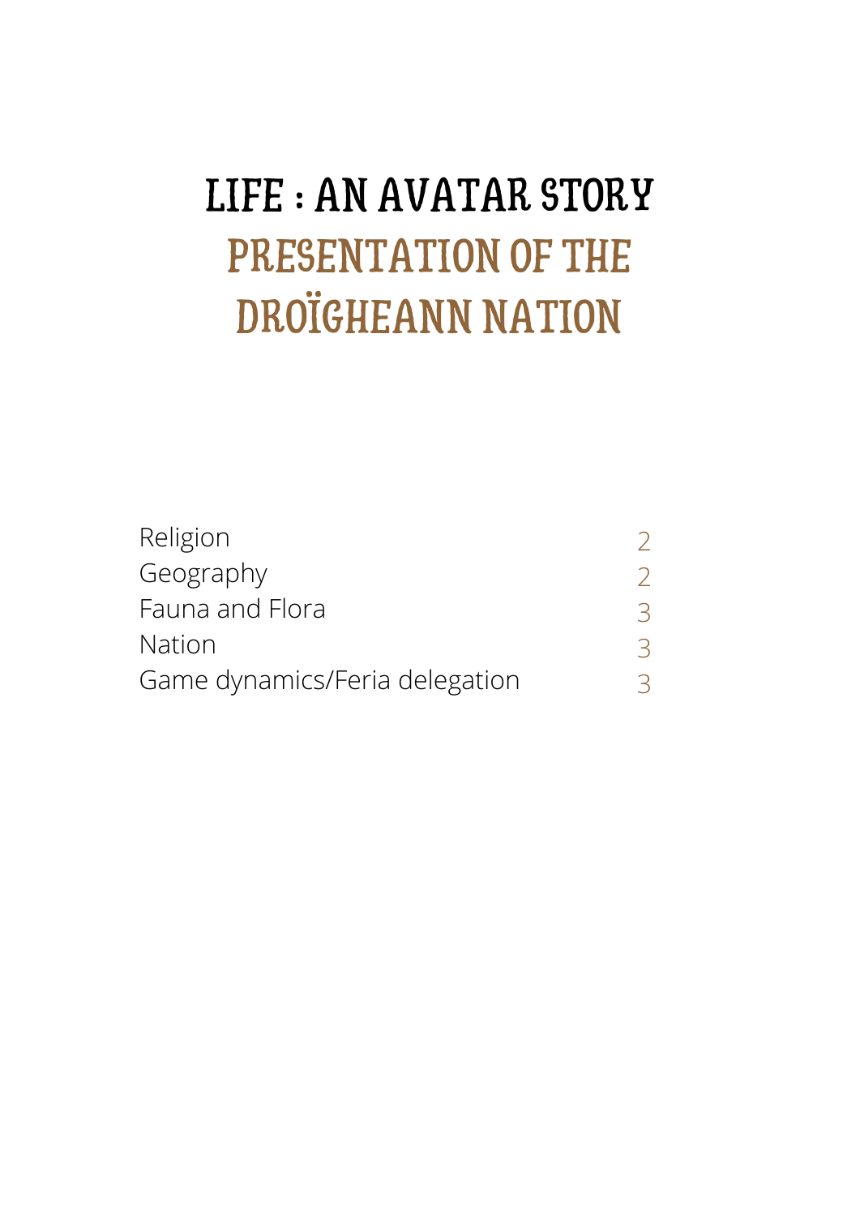# LIFE : AN AVATAR STORY

## PRESENTATION OF THE DROÏGHEANN NATION

| | |
|---|---|
| Religion | 2 |
| Geography | 2 |
| Fauna and Flora | 3 |
| Nation | 3 |
| Game dynamics/Feria delegation | 3 |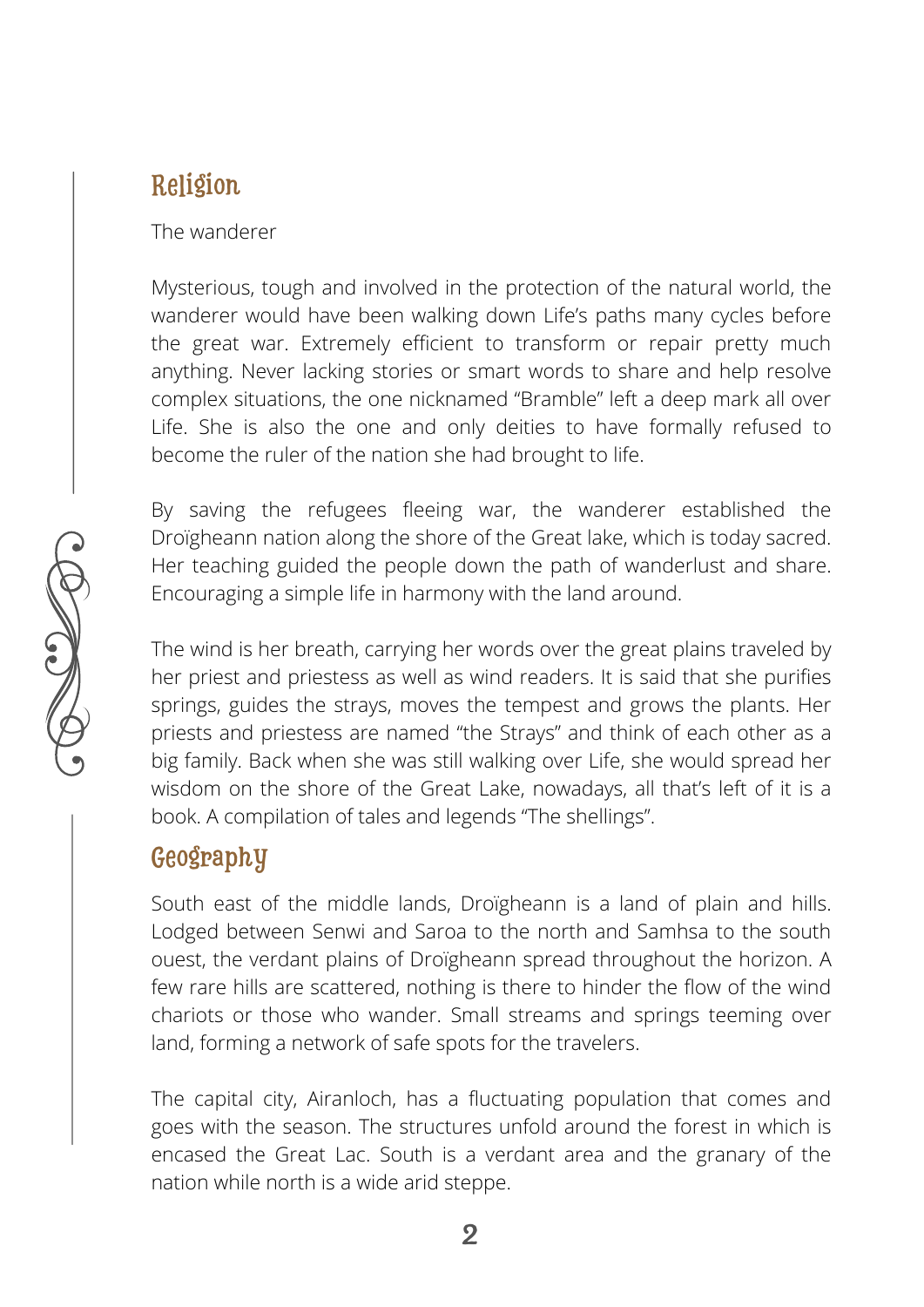## Religion

The wanderer

Mysterious, tough and involved in the protection of the natural world, the wanderer would have been walking down Life's paths many cycles before the great war. Extremely efficient to transform or repair pretty much anything. Never lacking stories or smart words to share and help resolve complex situations, the one nicknamed "Bramble" left a deep mark all over Life. She is also the one and only deities to have formally refused to become the ruler of the nation she had brought to life.

By saving the refugees fleeing war, the wanderer established the Droïgheann nation along the shore of the Great lake, which is today sacred. Her teaching guided the people down the path of wanderlust and share. Encouraging a simple life in harmony with the land around.

The wind is her breath, carrying her words over the great plains traveled by her priest and priestess as well as wind readers. It is said that she purifies springs, guides the strays, moves the tempest and grows the plants. Her priests and priestess are named "the Strays" and think of each other as a big family. Back when she was still walking over Life, she would spread her wisdom on the shore of the Great Lake, nowadays, all that's left of it is a book. A compilation of tales and legends "The shellings".

## Geography

South east of the middle lands, Droïgheann is a land of plain and hills. Lodged between Senwi and Saroa to the north and Samhsa to the south ouest, the verdant plains of Droïgheann spread throughout the horizon. A few rare hills are scattered, nothing is there to hinder the flow of the wind chariots or those who wander. Small streams and springs teeming over land, forming a network of safe spots for the travelers.

The capital city, Airanloch, has a fluctuating population that comes and goes with the season. The structures unfold around the forest in which is encased the Great Lac. South is a verdant area and the granary of the nation while north is a wide arid steppe.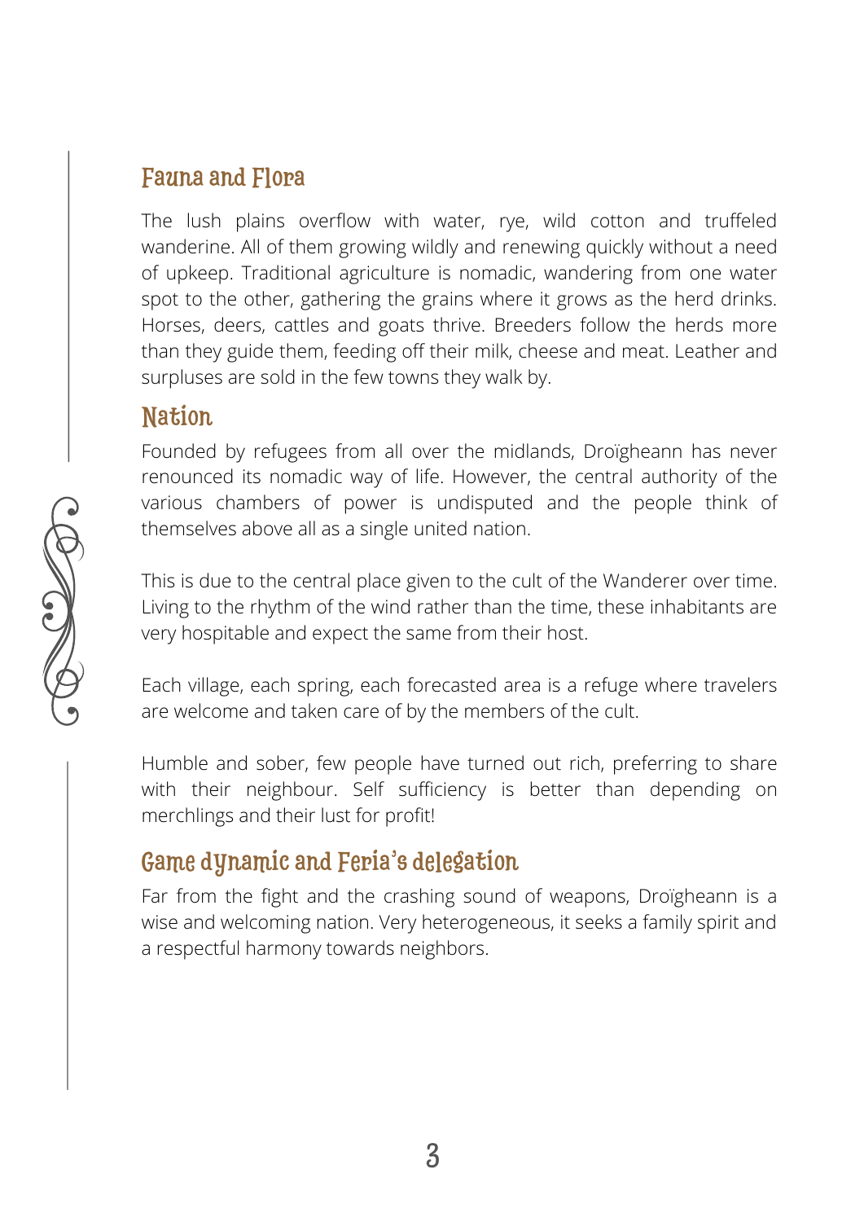## Fauna and Flora

The lush plains overflow with water, rye, wild cotton and truffeled wanderine. All of them growing wildly and renewing quickly without a need of upkeep. Traditional agriculture is nomadic, wandering from one water spot to the other, gathering the grains where it grows as the herd drinks. Horses, deers, cattles and goats thrive. Breeders follow the herds more than they guide them, feeding off their milk, cheese and meat. Leather and surpluses are sold in the few towns they walk by.

## Nation

Founded by refugees from all over the midlands, Droïgheann has never renounced its nomadic way of life. However, the central authority of the various chambers of power is undisputed and the people think of themselves above all as a single united nation.

This is due to the central place given to the cult of the Wanderer over time. Living to the rhythm of the wind rather than the time, these inhabitants are very hospitable and expect the same from their host.

Each village, each spring, each forecasted area is a refuge where travelers are welcome and taken care of by the members of the cult.

Humble and sober, few people have turned out rich, preferring to share with their neighbour. Self sufficiency is better than depending on merchlings and their lust for profit!

## Game dynamic and Feria's delegation

Far from the fight and the crashing sound of weapons, Droïgheann is a wise and welcoming nation. Very heterogeneous, it seeks a family spirit and a respectful harmony towards neighbors.